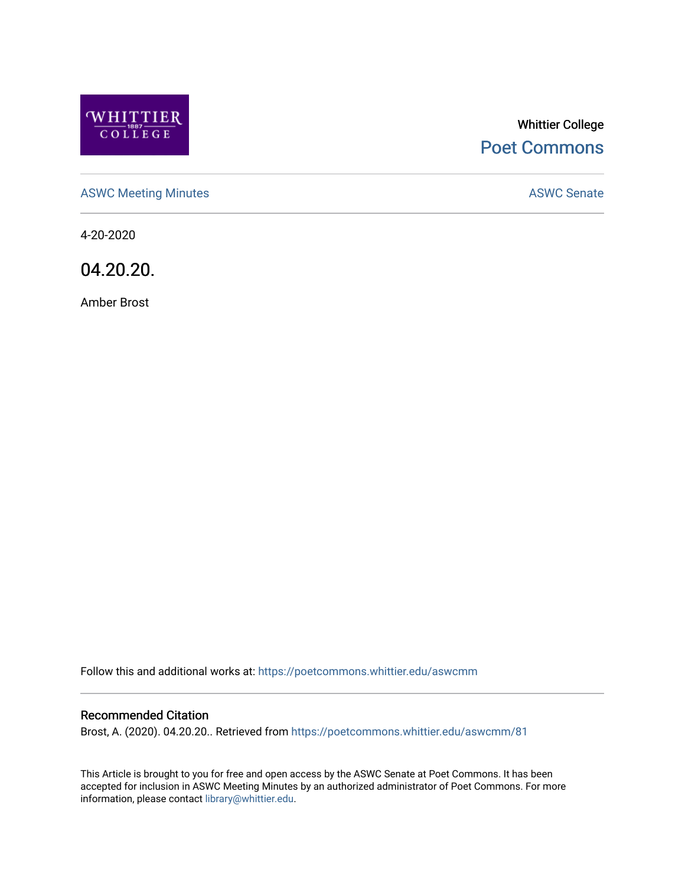Whittier College

Poet Commons

ASWC Meeting Minutes

ASWC Senate

4-20-2020

# 04.20.20.

Amber Brost

Follow this and additional works at: https://poetcommons.whittier.edu/aswcmm

### Recommended Citation

Brost, A. (2020). 04.20.20.. Retrieved from https://poetcommons.whittier.edu/aswcmm/81

This Article is brought to you for free and open access by the ASWC Senate at Poet Commons. It has been accepted for inclusion in ASWC Meeting Minutes by an authorized administrator of Poet Commons. For more information, please contact library@whittier.edu.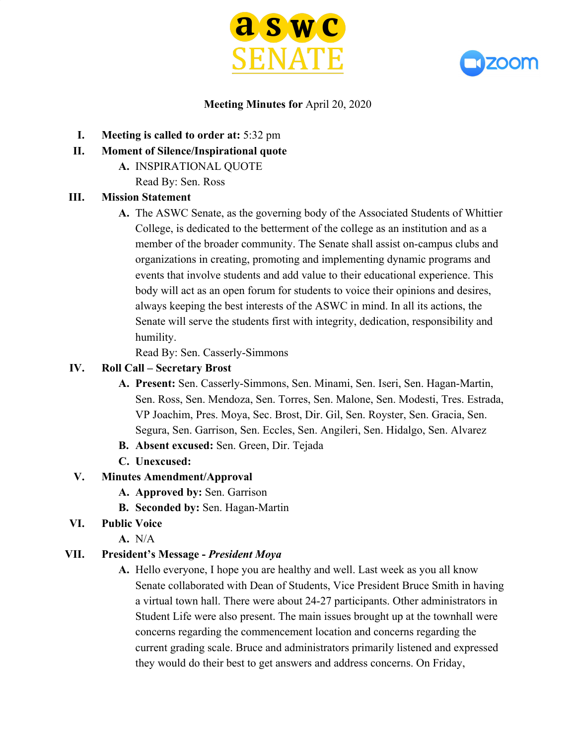**Meeting Minutes for** April 20, 2020

I. **Meeting is called to order at:** 5:32 pm

II. **Moment of Silence/Inspirational quote**
   A. INSPIRATIONAL QUOTE
      Read By: Sen. Ross

III. **Mission Statement**
   A. The ASWC Senate, as the governing body of the Associated Students of Whittier College, is dedicated to the betterment of the college as an institution and as a member of the broader community. The Senate shall assist on-campus clubs and organizations in creating, promoting and implementing dynamic programs and events that involve students and add value to their educational experience. This body will act as an open forum for students to voice their opinions and desires, always keeping the best interests of the ASWC in mind. In all its actions, the Senate will serve the students first with integrity, dedication, responsibility and humility.
      Read By: Sen. Casserly-Simmons

IV. **Roll Call – Secretary Brost**
   A. **Present:** Sen. Casserly-Simmons, Sen. Minami, Sen. Iseri, Sen. Hagan-Martin, Sen. Ross, Sen. Mendoza, Sen. Torres, Sen. Malone, Sen. Modesti, Tres. Estrada, VP Joachim, Pres. Moya, Sec. Brost, Dir. Gil, Sen. Royster, Sen. Gracia, Sen. Segura, Sen. Garrison, Sen. Eccles, Sen. Angileri, Sen. Hidalgo, Sen. Alvarez
   B. **Absent excused:** Sen. Green, Dir. Tejada
   C. **Unexcused:**

V. **Minutes Amendment/Approval**
   A. **Approved by:** Sen. Garrison
   B. **Seconded by:** Sen. Hagan-Martin

VI. **Public Voice**
   A. N/A

VII. **President's Message -** ***President Moya***
   A. Hello everyone, I hope you are healthy and well. Last week as you all know Senate collaborated with Dean of Students, Vice President Bruce Smith in having a virtual town hall. There were about 24-27 participants. Other administrators in Student Life were also present. The main issues brought up at the townhall were concerns regarding the commencement location and concerns regarding the current grading scale. Bruce and administrators primarily listened and expressed they would do their best to get answers and address concerns. On Friday,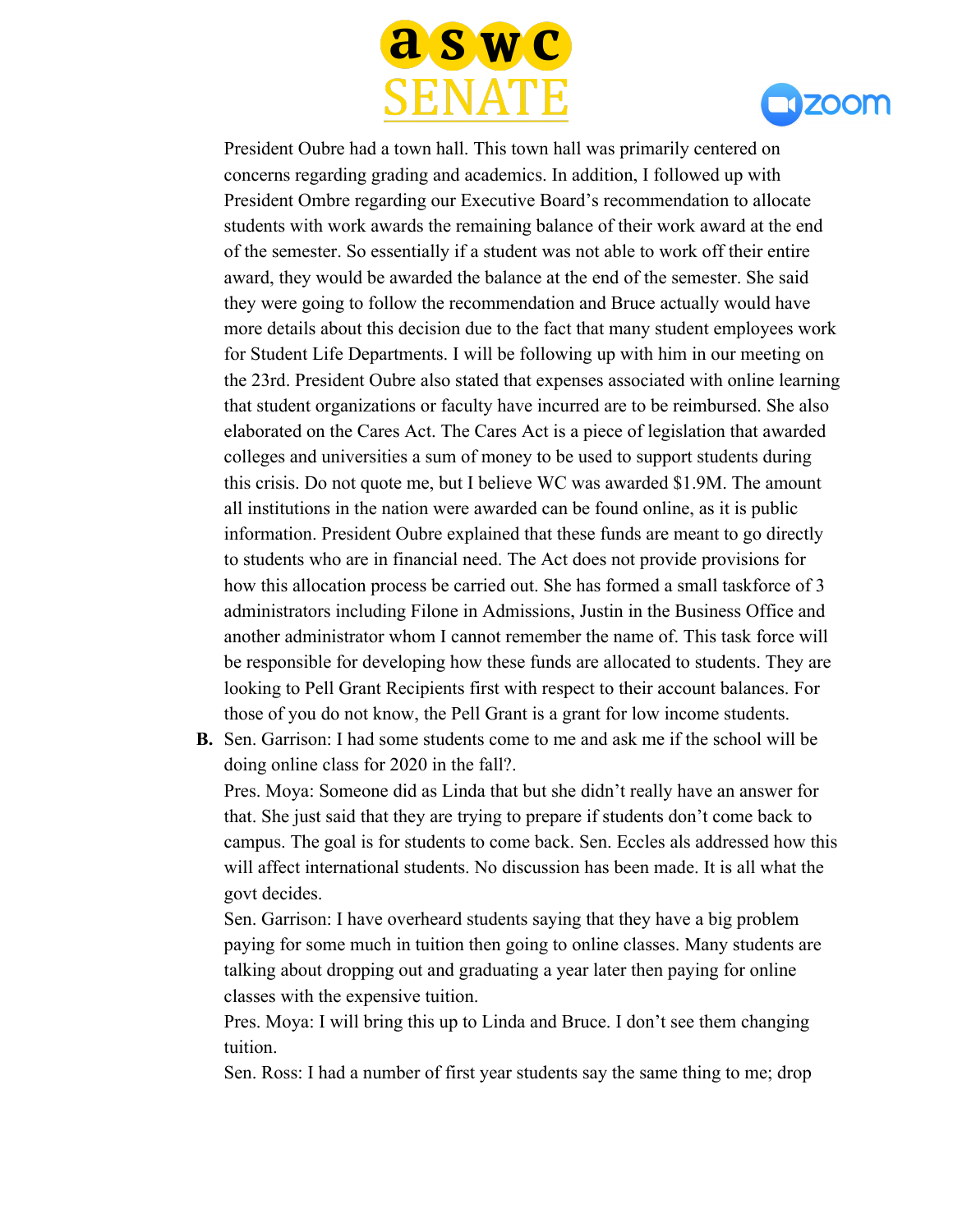President Oubre had a town hall. This town hall was primarily centered on concerns regarding grading and academics. In addition, I followed up with President Ombre regarding our Executive Board's recommendation to allocate students with work awards the remaining balance of their work award at the end of the semester. So essentially if a student was not able to work off their entire award, they would be awarded the balance at the end of the semester. She said they were going to follow the recommendation and Bruce actually would have more details about this decision due to the fact that many student employees work for Student Life Departments. I will be following up with him in our meeting on the 23rd. President Oubre also stated that expenses associated with online learning that student organizations or faculty have incurred are to be reimbursed. She also elaborated on the Cares Act. The Cares Act is a piece of legislation that awarded colleges and universities a sum of money to be used to support students during this crisis. Do not quote me, but I believe WC was awarded $1.9M. The amount all institutions in the nation were awarded can be found online, as it is public information. President Oubre explained that these funds are meant to go directly to students who are in financial need. The Act does not provide provisions for how this allocation process be carried out. She has formed a small taskforce of 3 administrators including Filone in Admissions, Justin in the Business Office and another administrator whom I cannot remember the name of. This task force will be responsible for developing how these funds are allocated to students. They are looking to Pell Grant Recipients first with respect to their account balances. For those of you do not know, the Pell Grant is a grant for low income students.

**B.** Sen. Garrison: I had some students come to me and ask me if the school will be doing online class for 2020 in the fall?.

Pres. Moya: Someone did as Linda that but she didn't really have an answer for that. She just said that they are trying to prepare if students don't come back to campus. The goal is for students to come back. Sen. Eccles als addressed how this will affect international students. No discussion has been made. It is all what the govt decides.

Sen. Garrison: I have overheard students saying that they have a big problem paying for some much in tuition then going to online classes. Many students are talking about dropping out and graduating a year later then paying for online classes with the expensive tuition.

Pres. Moya: I will bring this up to Linda and Bruce. I don't see them changing tuition.

Sen. Ross: I had a number of first year students say the same thing to me; drop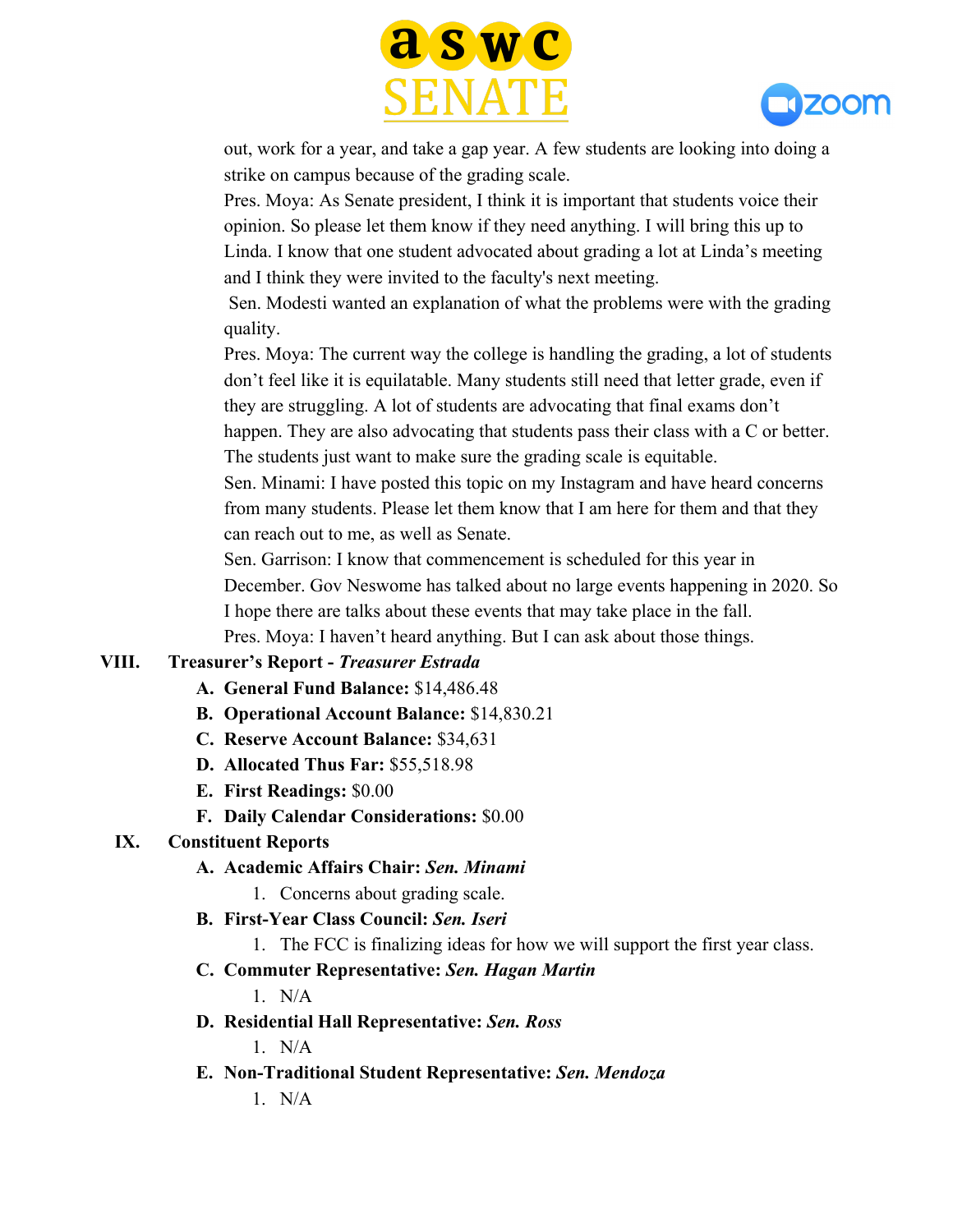out, work for a year, and take a gap year. A few students are looking into doing a strike on campus because of the grading scale.

Pres. Moya: As Senate president, I think it is important that students voice their opinion. So please let them know if they need anything. I will bring this up to Linda. I know that one student advocated about grading a lot at Linda's meeting and I think they were invited to the faculty's next meeting.

Sen. Modesti wanted an explanation of what the problems were with the grading quality.

Pres. Moya: The current way the college is handling the grading, a lot of students don't feel like it is equilatable. Many students still need that letter grade, even if they are struggling. A lot of students are advocating that final exams don't happen. They are also advocating that students pass their class with a C or better. The students just want to make sure the grading scale is equitable.

Sen. Minami: I have posted this topic on my Instagram and have heard concerns from many students. Please let them know that I am here for them and that they can reach out to me, as well as Senate.

Sen. Garrison: I know that commencement is scheduled for this year in December. Gov Neswome has talked about no large events happening in 2020. So I hope there are talks about these events that may take place in the fall.

Pres. Moya: I haven't heard anything. But I can ask about those things.

## VIII. Treasurer's Report - *Treasurer Estrada*

- **A. General Fund Balance:** $14,486.48
- **B. Operational Account Balance:** $14,830.21
- **C. Reserve Account Balance:** $34,631
- **D. Allocated Thus Far:** $55,518.98
- **E. First Readings:** $0.00
- **F. Daily Calendar Considerations:** $0.00

## IX. Constituent Reports

- **A. Academic Affairs Chair:** ***Sen. Minami***
  1. Concerns about grading scale.
- **B. First-Year Class Council:** ***Sen. Iseri***
  1. The FCC is finalizing ideas for how we will support the first year class.
- **C. Commuter Representative:** ***Sen. Hagan Martin***
  1. N/A
- **D. Residential Hall Representative:** ***Sen. Ross***
  1. N/A
- **E. Non-Traditional Student Representative:** ***Sen. Mendoza***
  1. N/A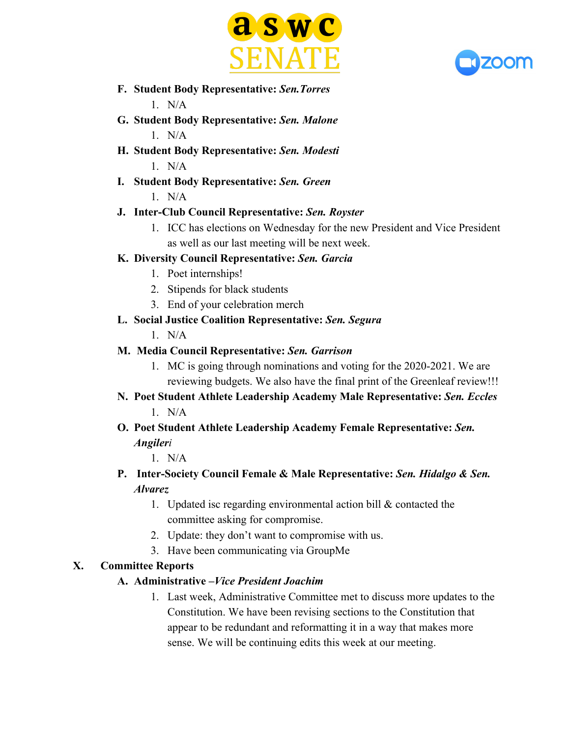F. **Student Body Representative:** ***Sen.Torres***
   1. N/A

G. **Student Body Representative:** ***Sen. Malone***
   1. N/A

H. **Student Body Representative:** ***Sen. Modesti***
   1. N/A

I. **Student Body Representative:** ***Sen. Green***
   1. N/A

J. **Inter-Club Council Representative:** ***Sen. Royster***
   1. ICC has elections on Wednesday for the new President and Vice President as well as our last meeting will be next week.

K. **Diversity Council Representative:** ***Sen. Garcia***
   1. Poet internships!
   2. Stipends for black students
   3. End of your celebration merch

L. **Social Justice Coalition Representative:** ***Sen. Segura***
   1. N/A

M. **Media Council Representative:** ***Sen. Garrison***
   1. MC is going through nominations and voting for the 2020-2021. We are reviewing budgets. We also have the final print of the Greenleaf review!!!

N. **Poet Student Athlete Leadership Academy Male Representative:** ***Sen. Eccles***
   1. N/A

O. **Poet Student Athlete Leadership Academy Female Representative:** ***Sen. Angileri***
   1. N/A

P. **Inter-Society Council Female & Male Representative:** ***Sen. Hidalgo & Sen. Alvarez***
   1. Updated isc regarding environmental action bill & contacted the committee asking for compromise.
   2. Update: they don't want to compromise with us.
   3. Have been communicating via GroupMe

X. **Committee Reports**

A. **Administrative –*Vice President Joachim***
   1. Last week, Administrative Committee met to discuss more updates to the Constitution. We have been revising sections to the Constitution that appear to be redundant and reformatting it in a way that makes more sense. We will be continuing edits this week at our meeting.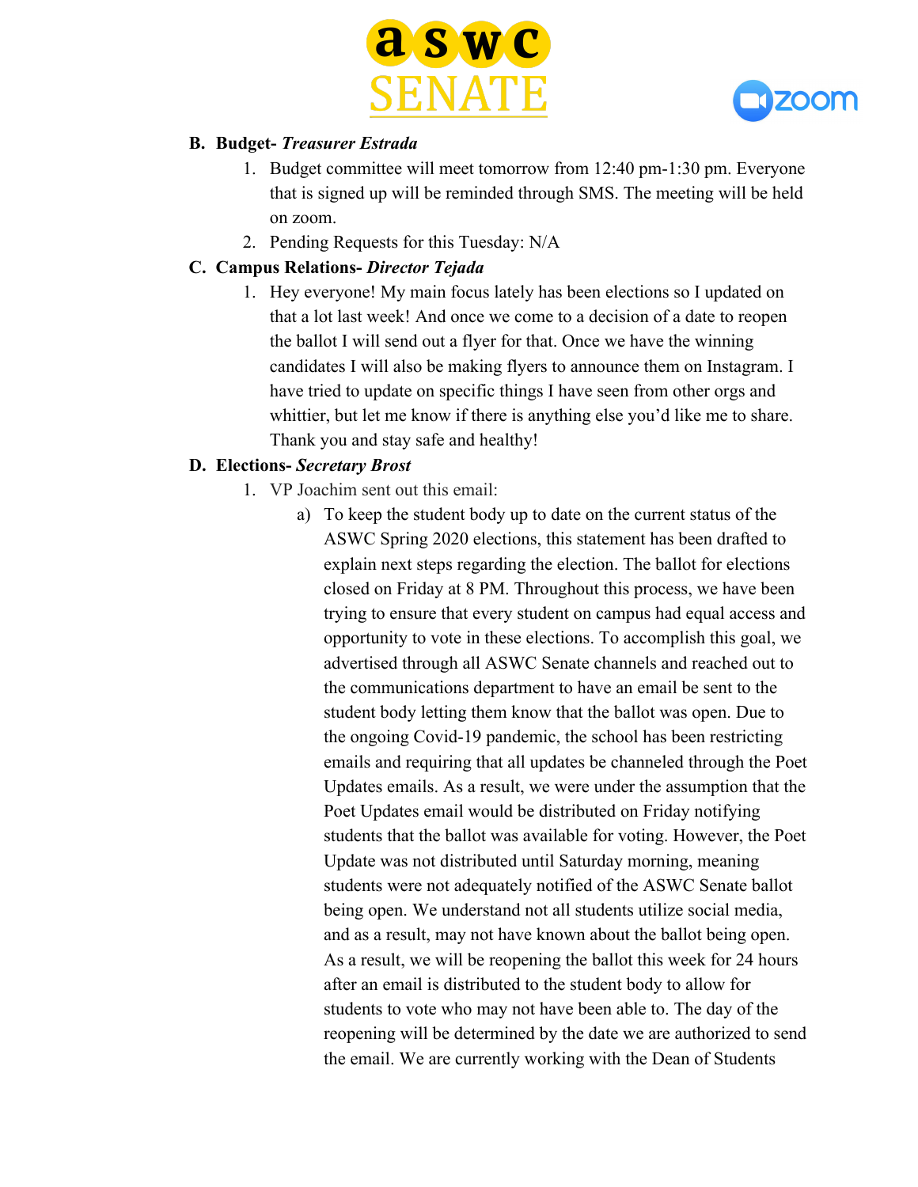B. **Budget-** ***Treasurer Estrada***

1. Budget committee will meet tomorrow from 12:40 pm-1:30 pm. Everyone that is signed up will be reminded through SMS. The meeting will be held on zoom.
2. Pending Requests for this Tuesday: N/A

C. **Campus Relations-** ***Director Tejada***

1. Hey everyone! My main focus lately has been elections so I updated on that a lot last week! And once we come to a decision of a date to reopen the ballot I will send out a flyer for that. Once we have the winning candidates I will also be making flyers to announce them on Instagram. I have tried to update on specific things I have seen from other orgs and whittier, but let me know if there is anything else you'd like me to share. Thank you and stay safe and healthy!

D. **Elections-** ***Secretary Brost***

1. VP Joachim sent out this email:
   a) To keep the student body up to date on the current status of the ASWC Spring 2020 elections, this statement has been drafted to explain next steps regarding the election. The ballot for elections closed on Friday at 8 PM. Throughout this process, we have been trying to ensure that every student on campus had equal access and opportunity to vote in these elections. To accomplish this goal, we advertised through all ASWC Senate channels and reached out to the communications department to have an email be sent to the student body letting them know that the ballot was open. Due to the ongoing Covid-19 pandemic, the school has been restricting emails and requiring that all updates be channeled through the Poet Updates emails. As a result, we were under the assumption that the Poet Updates email would be distributed on Friday notifying students that the ballot was available for voting. However, the Poet Update was not distributed until Saturday morning, meaning students were not adequately notified of the ASWC Senate ballot being open. We understand not all students utilize social media, and as a result, may not have known about the ballot being open. As a result, we will be reopening the ballot this week for 24 hours after an email is distributed to the student body to allow for students to vote who may not have been able to. The day of the reopening will be determined by the date we are authorized to send the email. We are currently working with the Dean of Students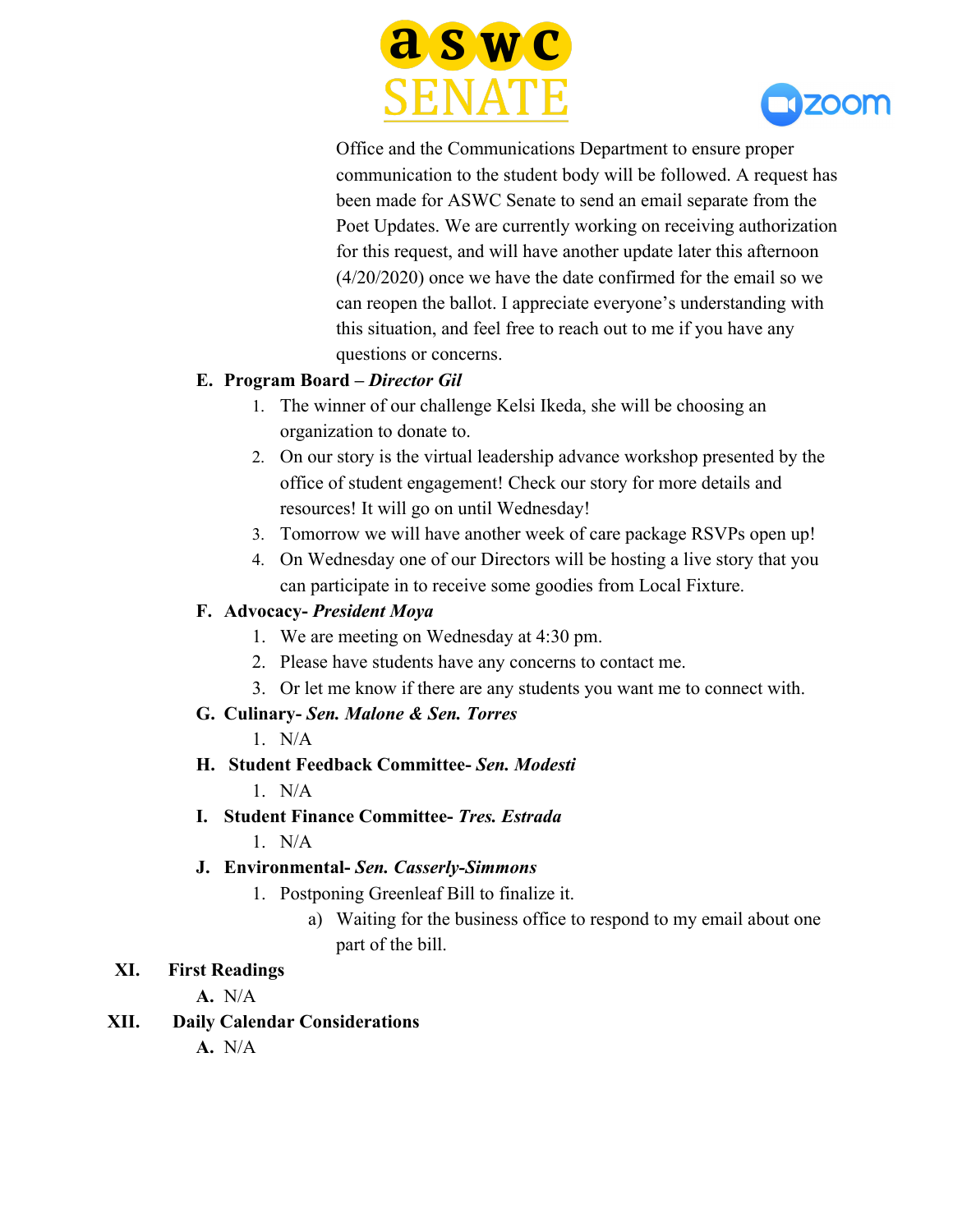Office and the Communications Department to ensure proper communication to the student body will be followed. A request has been made for ASWC Senate to send an email separate from the Poet Updates. We are currently working on receiving authorization for this request, and will have another update later this afternoon (4/20/2020) once we have the date confirmed for the email so we can reopen the ballot. I appreciate everyone's understanding with this situation, and feel free to reach out to me if you have any questions or concerns.

E. **Program Board –** ***Director Gil***
   1. The winner of our challenge Kelsi Ikeda, she will be choosing an organization to donate to.
   2. On our story is the virtual leadership advance workshop presented by the office of student engagement! Check our story for more details and resources! It will go on until Wednesday!
   3. Tomorrow we will have another week of care package RSVPs open up!
   4. On Wednesday one of our Directors will be hosting a live story that you can participate in to receive some goodies from Local Fixture.

F. **Advocacy-** ***President Moya***
   1. We are meeting on Wednesday at 4:30 pm.
   2. Please have students have any concerns to contact me.
   3. Or let me know if there are any students you want me to connect with.

G. **Culinary-** ***Sen. Malone & Sen. Torres***
   1. N/A

H. **Student Feedback Committee-** ***Sen. Modesti***
   1. N/A

I. **Student Finance Committee-** ***Tres. Estrada***
   1. N/A

J. **Environmental-** ***Sen. Casserly-Simmons***
   1. Postponing Greenleaf Bill to finalize it.
      a) Waiting for the business office to respond to my email about one part of the bill.

## XI. First Readings

A. N/A

## XII. Daily Calendar Considerations

A. N/A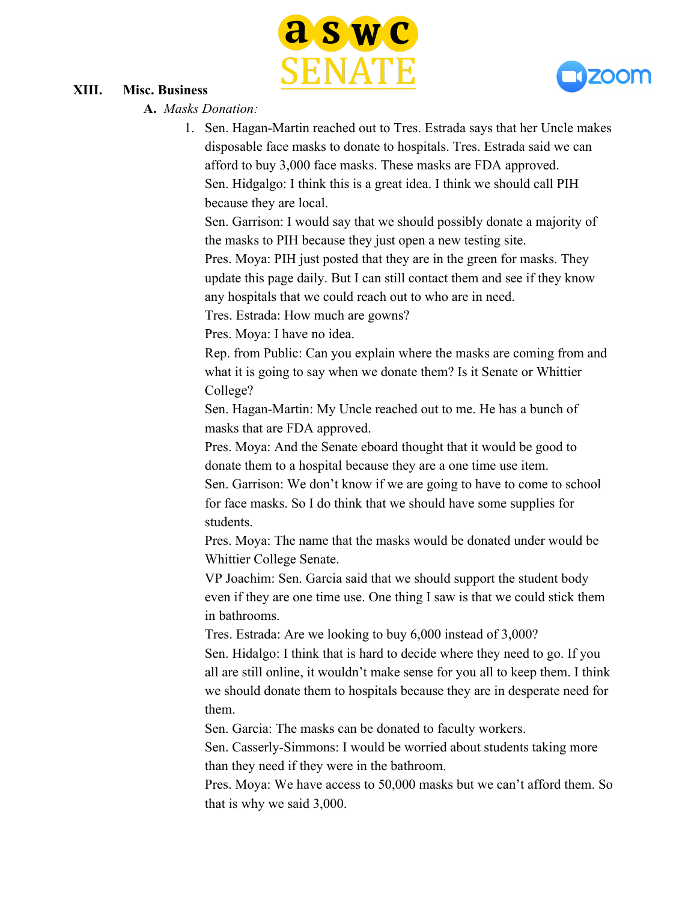## XIII. Misc. Business

**A.** *Masks Donation:*

1. Sen. Hagan-Martin reached out to Tres. Estrada says that her Uncle makes disposable face masks to donate to hospitals. Tres. Estrada said we can afford to buy 3,000 face masks. These masks are FDA approved.
   Sen. Hidgalgo: I think this is a great idea. I think we should call PIH because they are local.
   Sen. Garrison: I would say that we should possibly donate a majority of the masks to PIH because they just open a new testing site.
   Pres. Moya: PIH just posted that they are in the green for masks. They update this page daily. But I can still contact them and see if they know any hospitals that we could reach out to who are in need.
   Tres. Estrada: How much are gowns?
   Pres. Moya: I have no idea.
   Rep. from Public: Can you explain where the masks are coming from and what it is going to say when we donate them? Is it Senate or Whittier College?
   Sen. Hagan-Martin: My Uncle reached out to me. He has a bunch of masks that are FDA approved.
   Pres. Moya: And the Senate eboard thought that it would be good to donate them to a hospital because they are a one time use item.
   Sen. Garrison: We don't know if we are going to have to come to school for face masks. So I do think that we should have some supplies for students.
   Pres. Moya: The name that the masks would be donated under would be Whittier College Senate.
   VP Joachim: Sen. Garcia said that we should support the student body even if they are one time use. One thing I saw is that we could stick them in bathrooms.
   Tres. Estrada: Are we looking to buy 6,000 instead of 3,000?
   Sen. Hidalgo: I think that is hard to decide where they need to go. If you all are still online, it wouldn't make sense for you all to keep them. I think we should donate them to hospitals because they are in desperate need for them.
   Sen. Garcia: The masks can be donated to faculty workers.
   Sen. Casserly-Simmons: I would be worried about students taking more than they need if they were in the bathroom.
   Pres. Moya: We have access to 50,000 masks but we can't afford them. So that is why we said 3,000.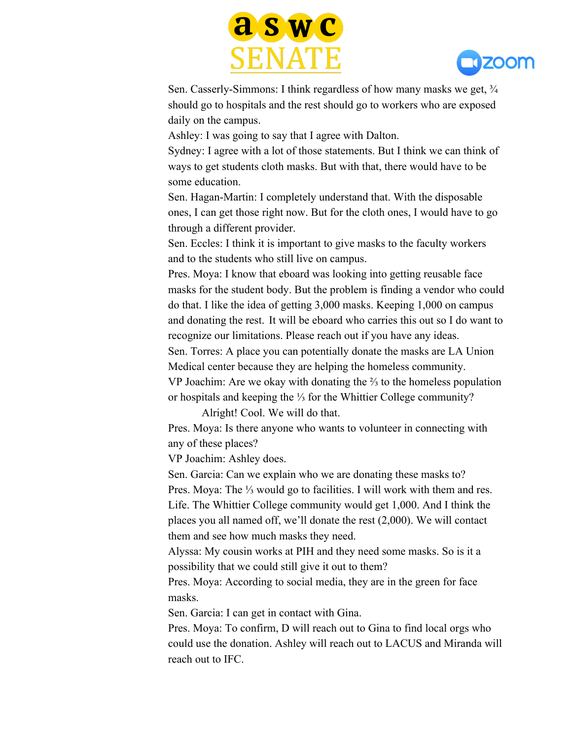Sen. Casserly-Simmons: I think regardless of how many masks we get, ¾ should go to hospitals and the rest should go to workers who are exposed daily on the campus.

Ashley: I was going to say that I agree with Dalton.

Sydney: I agree with a lot of those statements. But I think we can think of ways to get students cloth masks. But with that, there would have to be some education.

Sen. Hagan-Martin: I completely understand that. With the disposable ones, I can get those right now. But for the cloth ones, I would have to go through a different provider.

Sen. Eccles: I think it is important to give masks to the faculty workers and to the students who still live on campus.

Pres. Moya: I know that eboard was looking into getting reusable face masks for the student body. But the problem is finding a vendor who could do that. I like the idea of getting 3,000 masks. Keeping 1,000 on campus and donating the rest. It will be eboard who carries this out so I do want to recognize our limitations. Please reach out if you have any ideas.

Sen. Torres: A place you can potentially donate the masks are LA Union Medical center because they are helping the homeless community.

VP Joachim: Are we okay with donating the ⅔ to the homeless population or hospitals and keeping the ⅓ for the Whittier College community?

Alright! Cool. We will do that.

Pres. Moya: Is there anyone who wants to volunteer in connecting with any of these places?

VP Joachim: Ashley does.

Sen. Garcia: Can we explain who we are donating these masks to?

Pres. Moya: The ⅓ would go to facilities. I will work with them and res. Life. The Whittier College community would get 1,000. And I think the places you all named off, we'll donate the rest (2,000). We will contact them and see how much masks they need.

Alyssa: My cousin works at PIH and they need some masks. So is it a possibility that we could still give it out to them?

Pres. Moya: According to social media, they are in the green for face masks.

Sen. Garcia: I can get in contact with Gina.

Pres. Moya: To confirm, D will reach out to Gina to find local orgs who could use the donation. Ashley will reach out to LACUS and Miranda will reach out to IFC.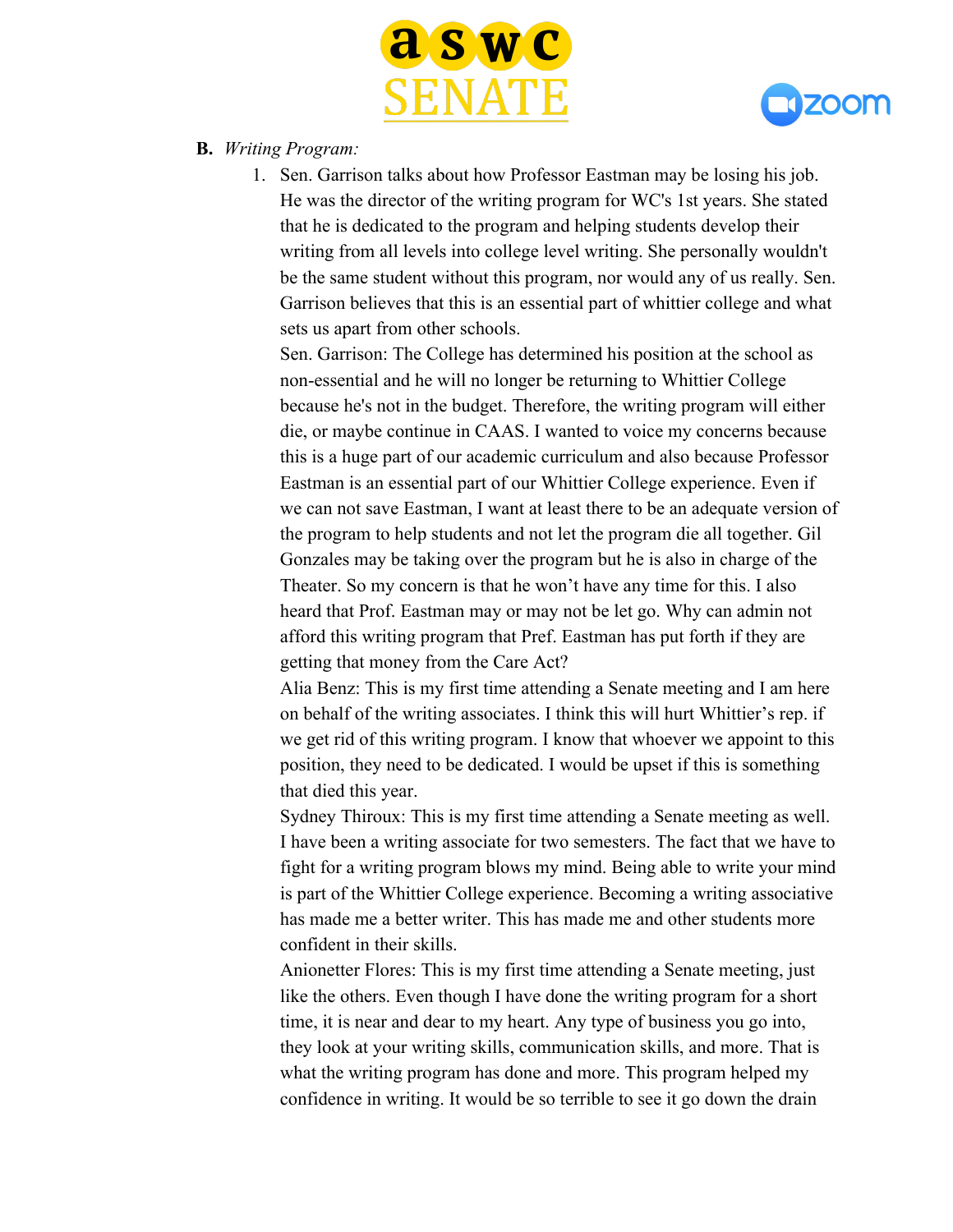**B.** *Writing Program:*

1. Sen. Garrison talks about how Professor Eastman may be losing his job. He was the director of the writing program for WC's 1st years. She stated that he is dedicated to the program and helping students develop their writing from all levels into college level writing. She personally wouldn't be the same student without this program, nor would any of us really. Sen. Garrison believes that this is an essential part of whittier college and what sets us apart from other schools.

   Sen. Garrison: The College has determined his position at the school as non-essential and he will no longer be returning to Whittier College because he's not in the budget. Therefore, the writing program will either die, or maybe continue in CAAS. I wanted to voice my concerns because this is a huge part of our academic curriculum and also because Professor Eastman is an essential part of our Whittier College experience. Even if we can not save Eastman, I want at least there to be an adequate version of the program to help students and not let the program die all together. Gil Gonzales may be taking over the program but he is also in charge of the Theater. So my concern is that he won't have any time for this. I also heard that Prof. Eastman may or may not be let go. Why can admin not afford this writing program that Pref. Eastman has put forth if they are getting that money from the Care Act?

   Alia Benz: This is my first time attending a Senate meeting and I am here on behalf of the writing associates. I think this will hurt Whittier's rep. if we get rid of this writing program. I know that whoever we appoint to this position, they need to be dedicated. I would be upset if this is something that died this year.

   Sydney Thiroux: This is my first time attending a Senate meeting as well. I have been a writing associate for two semesters. The fact that we have to fight for a writing program blows my mind. Being able to write your mind is part of the Whittier College experience. Becoming a writing associative has made me a better writer. This has made me and other students more confident in their skills.

   Anionetter Flores: This is my first time attending a Senate meeting, just like the others. Even though I have done the writing program for a short time, it is near and dear to my heart. Any type of business you go into, they look at your writing skills, communication skills, and more. That is what the writing program has done and more. This program helped my confidence in writing. It would be so terrible to see it go down the drain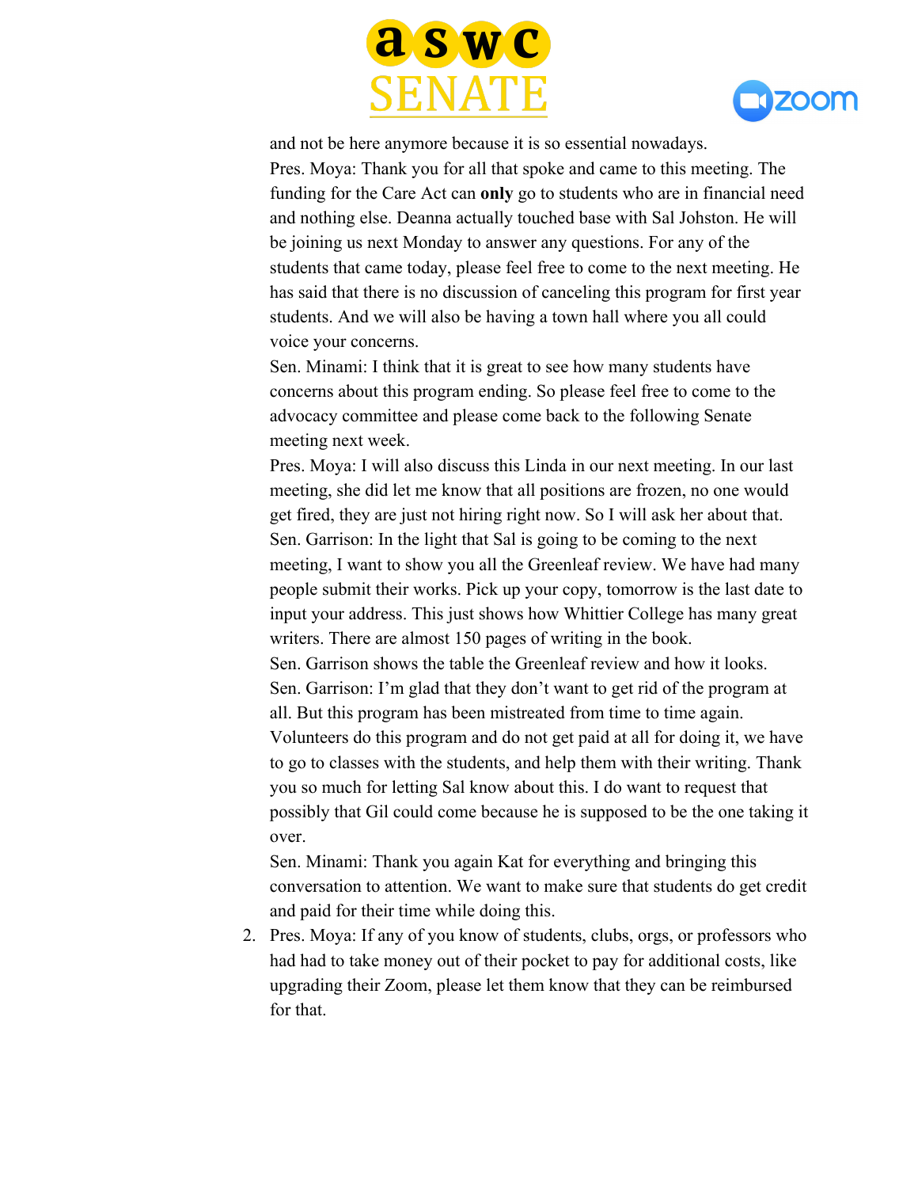and not be here anymore because it is so essential nowadays.

Pres. Moya: Thank you for all that spoke and came to this meeting. The funding for the Care Act can **only** go to students who are in financial need and nothing else. Deanna actually touched base with Sal Johston. He will be joining us next Monday to answer any questions. For any of the students that came today, please feel free to come to the next meeting. He has said that there is no discussion of canceling this program for first year students. And we will also be having a town hall where you all could voice your concerns.

Sen. Minami: I think that it is great to see how many students have concerns about this program ending. So please feel free to come to the advocacy committee and please come back to the following Senate meeting next week.

Pres. Moya: I will also discuss this Linda in our next meeting. In our last meeting, she did let me know that all positions are frozen, no one would get fired, they are just not hiring right now. So I will ask her about that.

Sen. Garrison: In the light that Sal is going to be coming to the next meeting, I want to show you all the Greenleaf review. We have had many people submit their works. Pick up your copy, tomorrow is the last date to input your address. This just shows how Whittier College has many great writers. There are almost 150 pages of writing in the book.

Sen. Garrison shows the table the Greenleaf review and how it looks.

Sen. Garrison: I'm glad that they don't want to get rid of the program at all. But this program has been mistreated from time to time again. Volunteers do this program and do not get paid at all for doing it, we have to go to classes with the students, and help them with their writing. Thank you so much for letting Sal know about this. I do want to request that possibly that Gil could come because he is supposed to be the one taking it over.

Sen. Minami: Thank you again Kat for everything and bringing this conversation to attention. We want to make sure that students do get credit and paid for their time while doing this.

2. Pres. Moya: If any of you know of students, clubs, orgs, or professors who had had to take money out of their pocket to pay for additional costs, like upgrading their Zoom, please let them know that they can be reimbursed for that.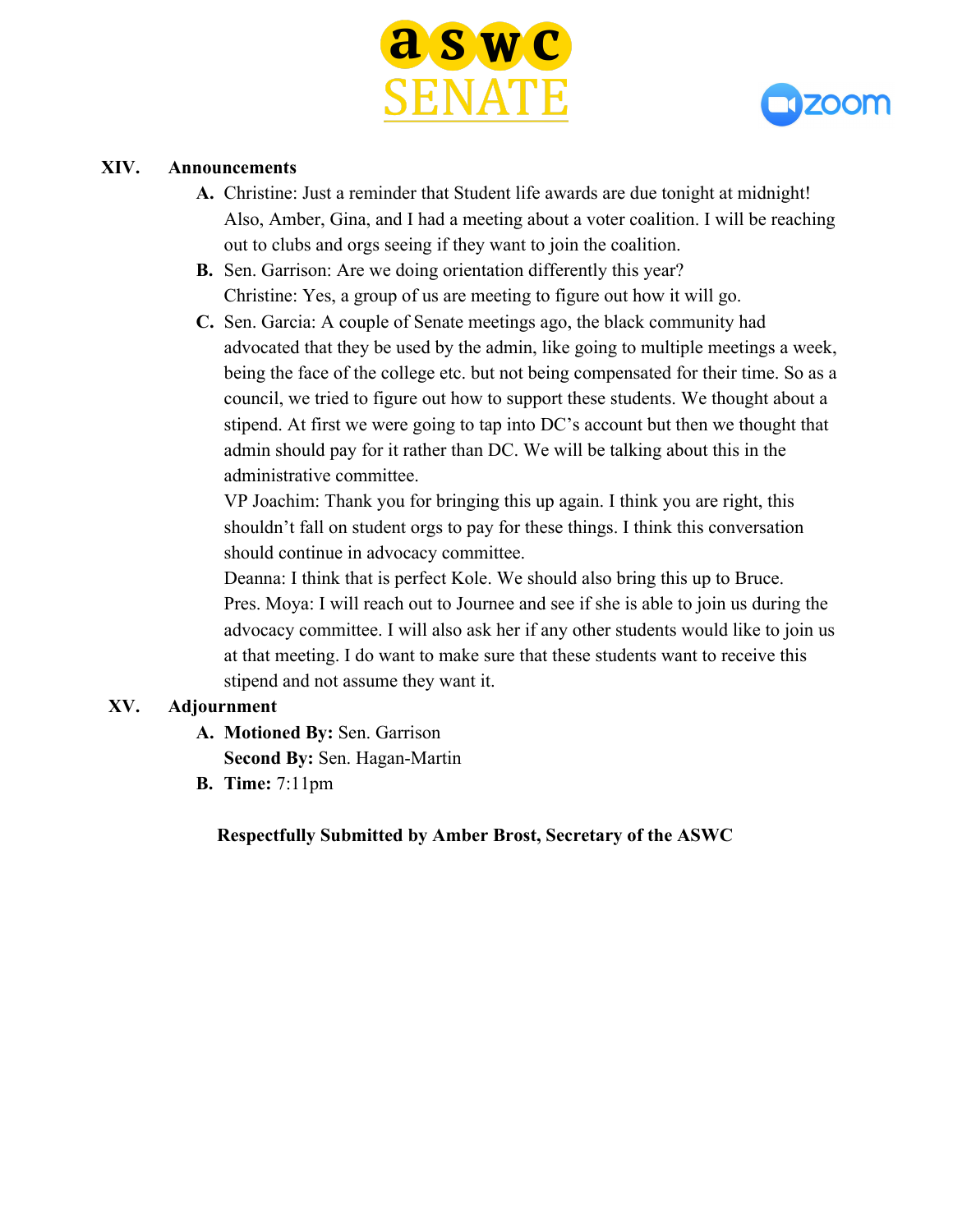## XIV. Announcements

A. Christine: Just a reminder that Student life awards are due tonight at midnight! Also, Amber, Gina, and I had a meeting about a voter coalition. I will be reaching out to clubs and orgs seeing if they want to join the coalition.

B. Sen. Garrison: Are we doing orientation differently this year?
Christine: Yes, a group of us are meeting to figure out how it will go.

C. Sen. Garcia: A couple of Senate meetings ago, the black community had advocated that they be used by the admin, like going to multiple meetings a week, being the face of the college etc. but not being compensated for their time. So as a council, we tried to figure out how to support these students. We thought about a stipend. At first we were going to tap into DC's account but then we thought that admin should pay for it rather than DC. We will be talking about this in the administrative committee.
VP Joachim: Thank you for bringing this up again. I think you are right, this shouldn't fall on student orgs to pay for these things. I think this conversation should continue in advocacy committee.
Deanna: I think that is perfect Kole. We should also bring this up to Bruce.
Pres. Moya: I will reach out to Journee and see if she is able to join us during the advocacy committee. I will also ask her if any other students would like to join us at that meeting. I do want to make sure that these students want to receive this stipend and not assume they want it.

## XV. Adjournment

A. **Motioned By:** Sen. Garrison
**Second By:** Sen. Hagan-Martin

B. **Time:** 7:11pm

**Respectfully Submitted by Amber Brost, Secretary of the ASWC**